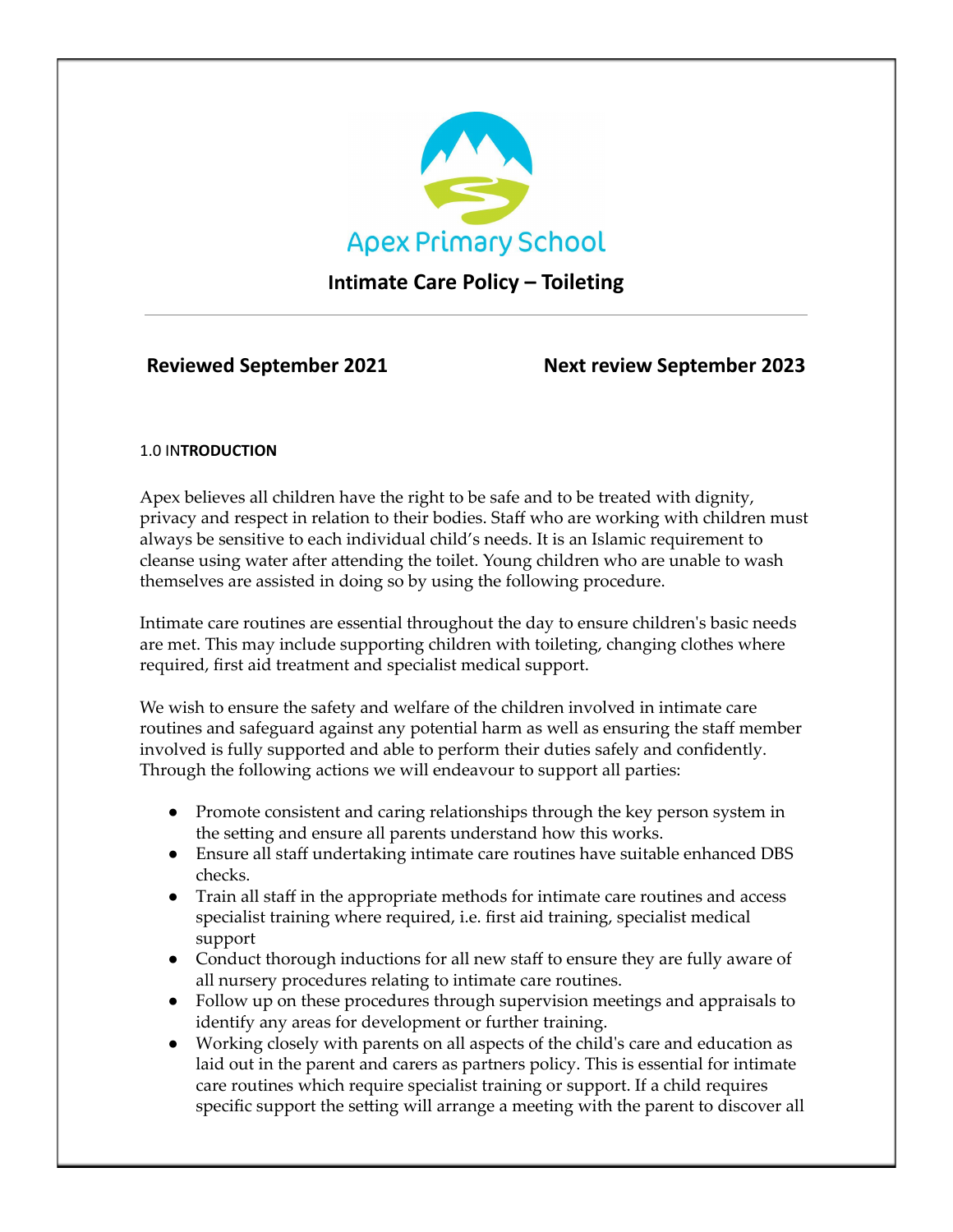Apex Primary School

# Intimate Care Policy – Toileting

**Reviewed September 2021** **Next review September 2023**

## 1.0 INTRODUCTION

Apex believes all children have the right to be safe and to be treated with dignity, privacy and respect in relation to their bodies. Staff who are working with children must always be sensitive to each individual child's needs. It is an Islamic requirement to cleanse using water after attending the toilet. Young children who are unable to wash themselves are assisted in doing so by using the following procedure.

Intimate care routines are essential throughout the day to ensure children's basic needs are met. This may include supporting children with toileting, changing clothes where required, first aid treatment and specialist medical support.

We wish to ensure the safety and welfare of the children involved in intimate care routines and safeguard against any potential harm as well as ensuring the staff member involved is fully supported and able to perform their duties safely and confidently. Through the following actions we will endeavour to support all parties:

- Promote consistent and caring relationships through the key person system in the setting and ensure all parents understand how this works.
- Ensure all staff undertaking intimate care routines have suitable enhanced DBS checks.
- Train all staff in the appropriate methods for intimate care routines and access specialist training where required, i.e. first aid training, specialist medical support
- Conduct thorough inductions for all new staff to ensure they are fully aware of all nursery procedures relating to intimate care routines.
- Follow up on these procedures through supervision meetings and appraisals to identify any areas for development or further training.
- Working closely with parents on all aspects of the child's care and education as laid out in the parent and carers as partners policy. This is essential for intimate care routines which require specialist training or support. If a child requires specific support the setting will arrange a meeting with the parent to discover all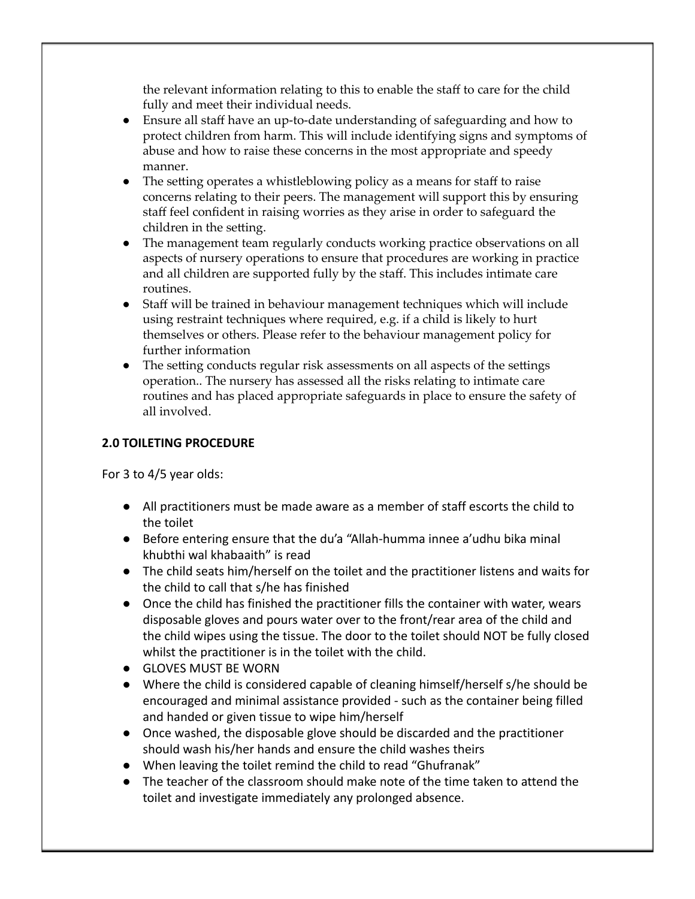the relevant information relating to this to enable the staff to care for the child fully and meet their individual needs.

- Ensure all staff have an up-to-date understanding of safeguarding and how to protect children from harm. This will include identifying signs and symptoms of abuse and how to raise these concerns in the most appropriate and speedy manner.
- The setting operates a whistleblowing policy as a means for staff to raise concerns relating to their peers. The management will support this by ensuring staff feel confident in raising worries as they arise in order to safeguard the children in the setting.
- The management team regularly conducts working practice observations on all aspects of nursery operations to ensure that procedures are working in practice and all children are supported fully by the staff. This includes intimate care routines.
- Staff will be trained in behaviour management techniques which will include using restraint techniques where required, e.g. if a child is likely to hurt themselves or others. Please refer to the behaviour management policy for further information
- The setting conducts regular risk assessments on all aspects of the settings operation.. The nursery has assessed all the risks relating to intimate care routines and has placed appropriate safeguards in place to ensure the safety of all involved.

**2.0 TOILETING PROCEDURE**

For 3 to 4/5 year olds:

- All practitioners must be made aware as a member of staff escorts the child to the toilet
- Before entering ensure that the du'a "Allah-humma innee a'udhu bika minal khubthi wal khabaaith" is read
- The child seats him/herself on the toilet and the practitioner listens and waits for the child to call that s/he has finished
- Once the child has finished the practitioner fills the container with water, wears disposable gloves and pours water over to the front/rear area of the child and the child wipes using the tissue. The door to the toilet should NOT be fully closed whilst the practitioner is in the toilet with the child.
- GLOVES MUST BE WORN
- Where the child is considered capable of cleaning himself/herself s/he should be encouraged and minimal assistance provided - such as the container being filled and handed or given tissue to wipe him/herself
- Once washed, the disposable glove should be discarded and the practitioner should wash his/her hands and ensure the child washes theirs
- When leaving the toilet remind the child to read "Ghufranak"
- The teacher of the classroom should make note of the time taken to attend the toilet and investigate immediately any prolonged absence.